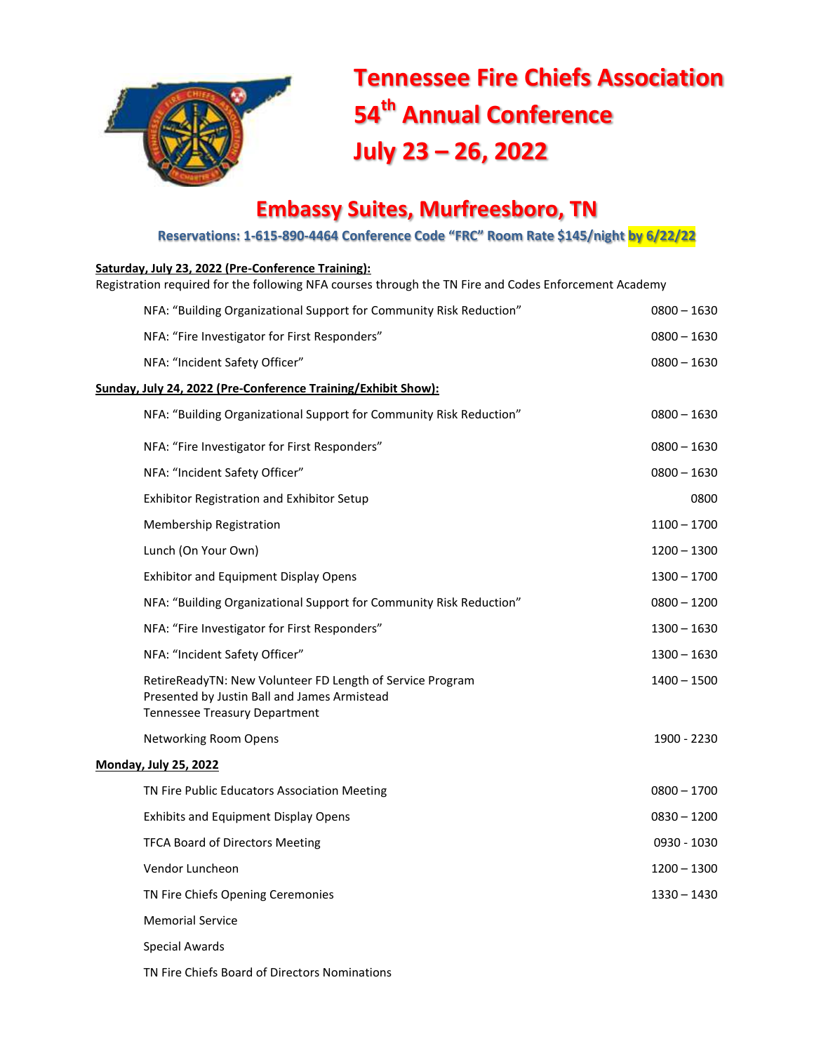# Tennessee Fire Chiefs Association
# 54th Annual Conference
# July 23 – 26, 2022

## Embassy Suites, Murfreesboro, TN

**Reservations: 1-615-890-4464 Conference Code "FRC" Room Rate $145/night by 6/22/22**

**Saturday, July 23, 2022 (Pre-Conference Training):**

Registration required for the following NFA courses through the TN Fire and Codes Enforcement Academy

| Event | Time |
|---|---|
| NFA: "Building Organizational Support for Community Risk Reduction" | 0800 – 1630 |
| NFA: "Fire Investigator for First Responders" | 0800 – 1630 |
| NFA: "Incident Safety Officer" | 0800 – 1630 |

**Sunday, July 24, 2022 (Pre-Conference Training/Exhibit Show):**

| Event | Time |
|---|---|
| NFA: "Building Organizational Support for Community Risk Reduction" | 0800 – 1630 |
| NFA: "Fire Investigator for First Responders" | 0800 – 1630 |
| NFA: "Incident Safety Officer" | 0800 – 1630 |
| Exhibitor Registration and Exhibitor Setup | 0800 |
| Membership Registration | 1100 – 1700 |
| Lunch (On Your Own) | 1200 – 1300 |
| Exhibitor and Equipment Display Opens | 1300 – 1700 |
| NFA: "Building Organizational Support for Community Risk Reduction" | 0800 – 1200 |
| NFA: "Fire Investigator for First Responders" | 1300 – 1630 |
| NFA: "Incident Safety Officer" | 1300 – 1630 |
| RetireReadyTN: New Volunteer FD Length of Service Program<br>Presented by Justin Ball and James Armistead<br>Tennessee Treasury Department | 1400 – 1500 |
| Networking Room Opens | 1900 - 2230 |

**Monday, July 25, 2022**

| Event | Time |
|---|---|
| TN Fire Public Educators Association Meeting | 0800 – 1700 |
| Exhibits and Equipment Display Opens | 0830 – 1200 |
| TFCA Board of Directors Meeting | 0930 - 1030 |
| Vendor Luncheon | 1200 – 1300 |
| TN Fire Chiefs Opening Ceremonies | 1330 – 1430 |
| Memorial Service | |
| Special Awards | |
| TN Fire Chiefs Board of Directors Nominations | |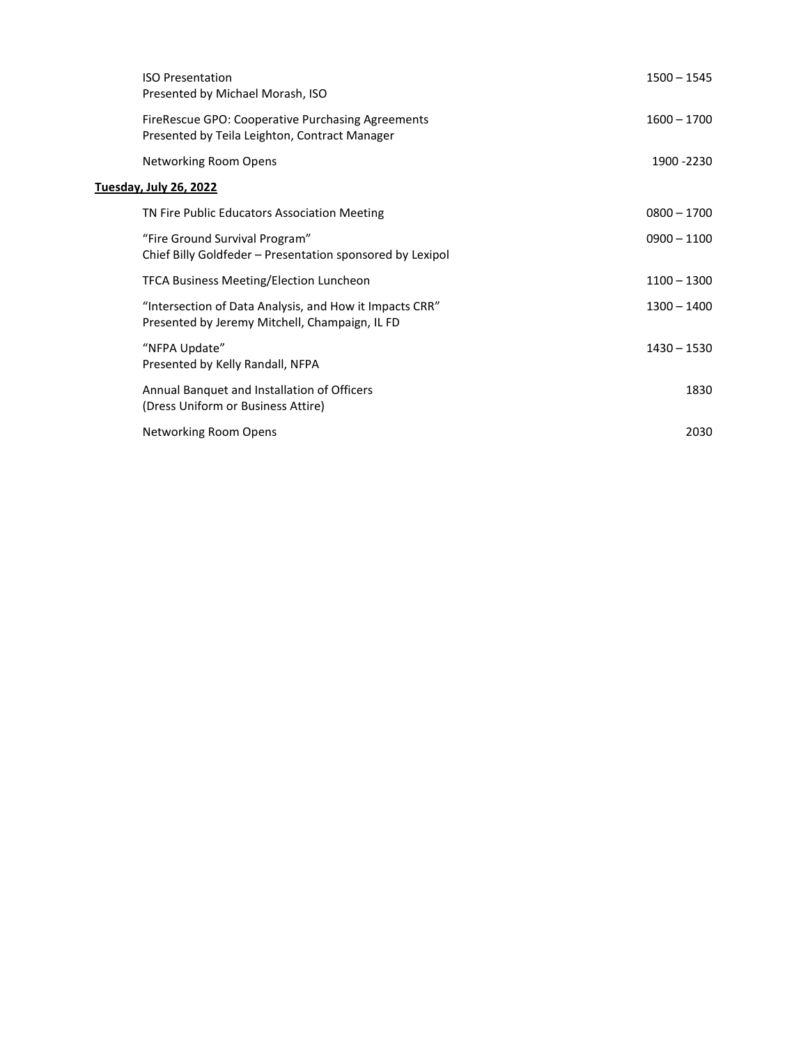| | |
|---|---|
| ISO Presentation<br>Presented by Michael Morash, ISO | 1500 – 1545 |
| FireRescue GPO: Cooperative Purchasing Agreements<br>Presented by Teila Leighton, Contract Manager | 1600 – 1700 |
| Networking Room Opens | 1900 -2230 |

**Tuesday, July 26, 2022**

| | |
|---|---|
| TN Fire Public Educators Association Meeting | 0800 – 1700 |
| "Fire Ground Survival Program"<br>Chief Billy Goldfeder – Presentation sponsored by Lexipol | 0900 – 1100 |
| TFCA Business Meeting/Election Luncheon | 1100 – 1300 |
| "Intersection of Data Analysis, and How it Impacts CRR"<br>Presented by Jeremy Mitchell, Champaign, IL FD | 1300 – 1400 |
| "NFPA Update"<br>Presented by Kelly Randall, NFPA | 1430 – 1530 |
| Annual Banquet and Installation of Officers<br>(Dress Uniform or Business Attire) | 1830 |
| Networking Room Opens | 2030 |